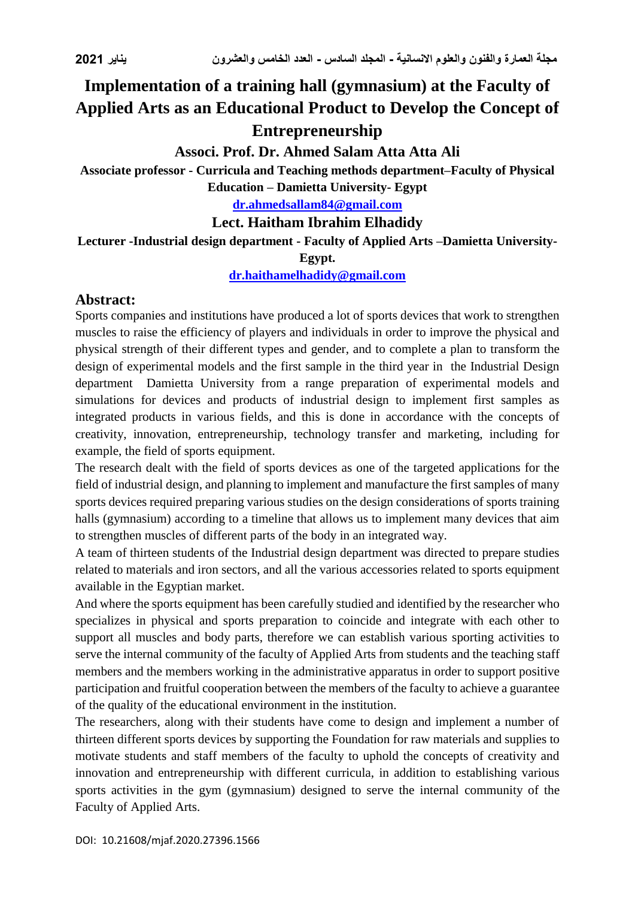# Implementation of a training hall (gymnasium) at the Faculty of Applied Arts as an Educational Product to Develop the Concept of Entrepreneurship

**Associ. Prof. Dr. Ahmed Salam Atta Atta Ali**

**Associate professor - Curricula and Teaching methods department–Faculty of Physical Education – Damietta University- Egypt**

**dr.ahmedsallam84@gmail.com**

**Lect. Haitham Ibrahim Elhadidy**

**Lecturer -Industrial design department - Faculty of Applied Arts –Damietta University- Egypt.**

**dr.haithamelhadidy@gmail.com**

## Abstract:

Sports companies and institutions have produced a lot of sports devices that work to strengthen muscles to raise the efficiency of players and individuals in order to improve the physical and physical strength of their different types and gender, and to complete a plan to transform the design of experimental models and the first sample in the third year in the Industrial Design department Damietta University from a range preparation of experimental models and simulations for devices and products of industrial design to implement first samples as integrated products in various fields, and this is done in accordance with the concepts of creativity, innovation, entrepreneurship, technology transfer and marketing, including for example, the field of sports equipment.

The research dealt with the field of sports devices as one of the targeted applications for the field of industrial design, and planning to implement and manufacture the first samples of many sports devices required preparing various studies on the design considerations of sports training halls (gymnasium) according to a timeline that allows us to implement many devices that aim to strengthen muscles of different parts of the body in an integrated way.

A team of thirteen students of the Industrial design department was directed to prepare studies related to materials and iron sectors, and all the various accessories related to sports equipment available in the Egyptian market.

And where the sports equipment has been carefully studied and identified by the researcher who specializes in physical and sports preparation to coincide and integrate with each other to support all muscles and body parts, therefore we can establish various sporting activities to serve the internal community of the faculty of Applied Arts from students and the teaching staff members and the members working in the administrative apparatus in order to support positive participation and fruitful cooperation between the members of the faculty to achieve a guarantee of the quality of the educational environment in the institution.

The researchers, along with their students have come to design and implement a number of thirteen different sports devices by supporting the Foundation for raw materials and supplies to motivate students and staff members of the faculty to uphold the concepts of creativity and innovation and entrepreneurship with different curricula, in addition to establishing various sports activities in the gym (gymnasium) designed to serve the internal community of the Faculty of Applied Arts.

DOI: 10.21608/mjaf.2020.27396.1566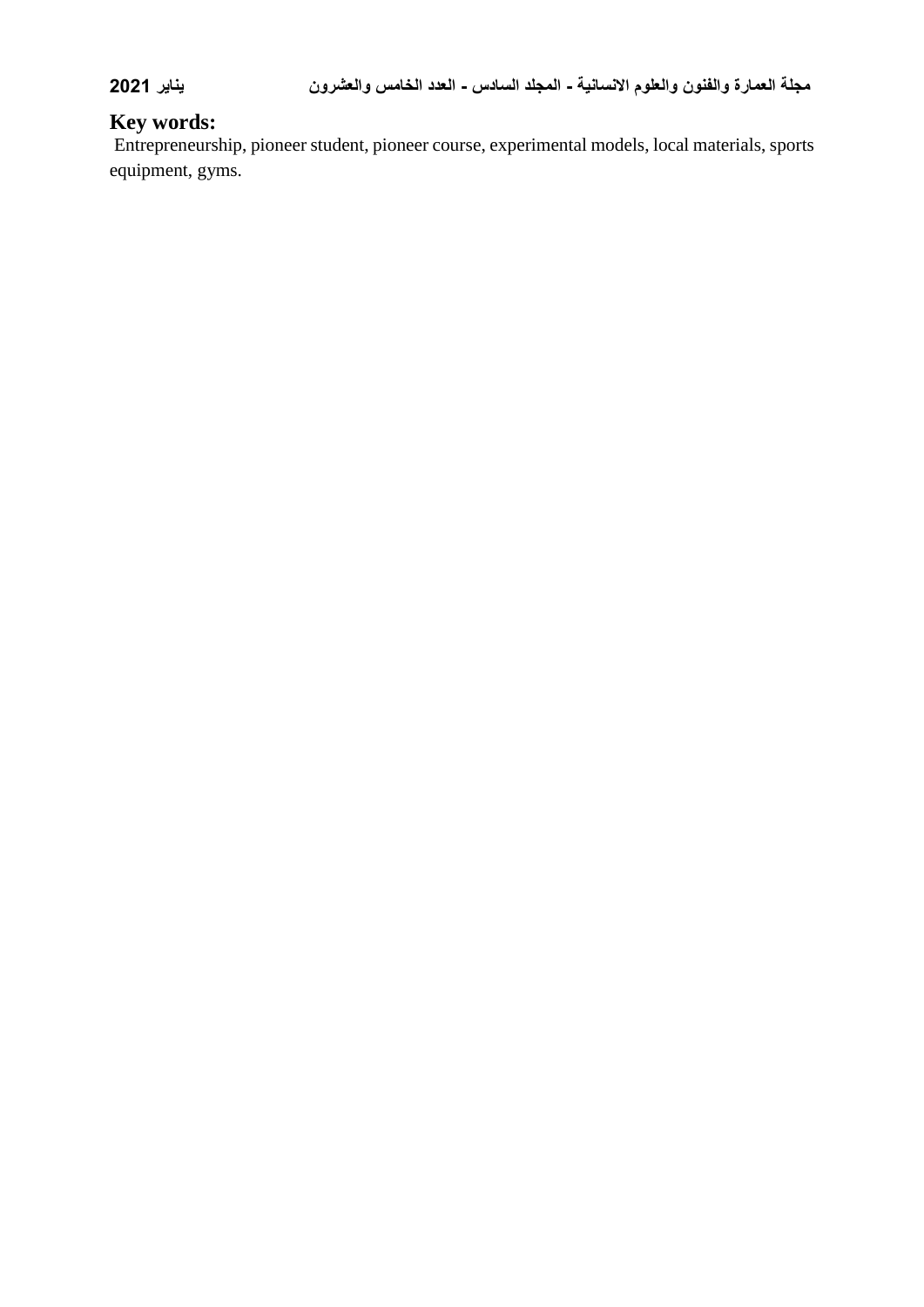**Key words:**

Entrepreneurship, pioneer student, pioneer course, experimental models, local materials, sports equipment, gyms.